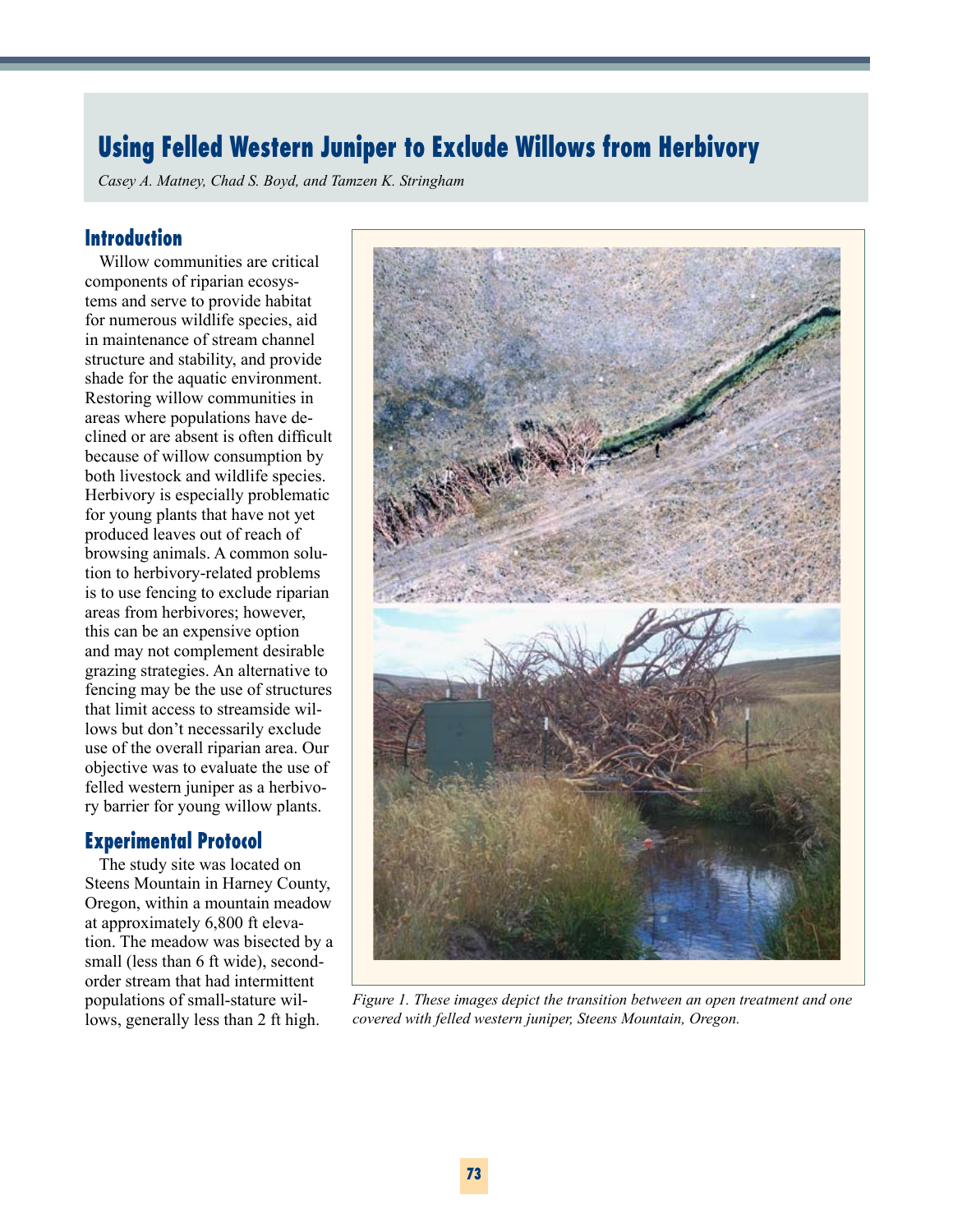# Using Felled Western Juniper to Exclude Willows from Herbivory

*Casey A. Matney, Chad S. Boyd, and Tamzen K. Stringham*

## Introduction

Willow communities are critical components of riparian ecosystems and serve to provide habitat for numerous wildlife species, aid in maintenance of stream channel structure and stability, and provide shade for the aquatic environment. Restoring willow communities in areas where populations have declined or are absent is often difficult because of willow consumption by both livestock and wildlife species. Herbivory is especially problematic for young plants that have not yet produced leaves out of reach of browsing animals. A common solution to herbivory-related problems is to use fencing to exclude riparian areas from herbivores; however, this can be an expensive option and may not complement desirable grazing strategies. An alternative to fencing may be the use of structures that limit access to streamside willows but don't necessarily exclude use of the overall riparian area. Our objective was to evaluate the use of felled western juniper as a herbivory barrier for young willow plants.

## Experimental Protocol

The study site was located on Steens Mountain in Harney County, Oregon, within a mountain meadow at approximately 6,800 ft elevation. The meadow was bisected by a small (less than 6 ft wide), second-order stream that had intermittent populations of small-stature willows, generally less than 2 ft high.

*Figure 1. These images depict the transition between an open treatment and one covered with felled western juniper, Steens Mountain, Oregon.*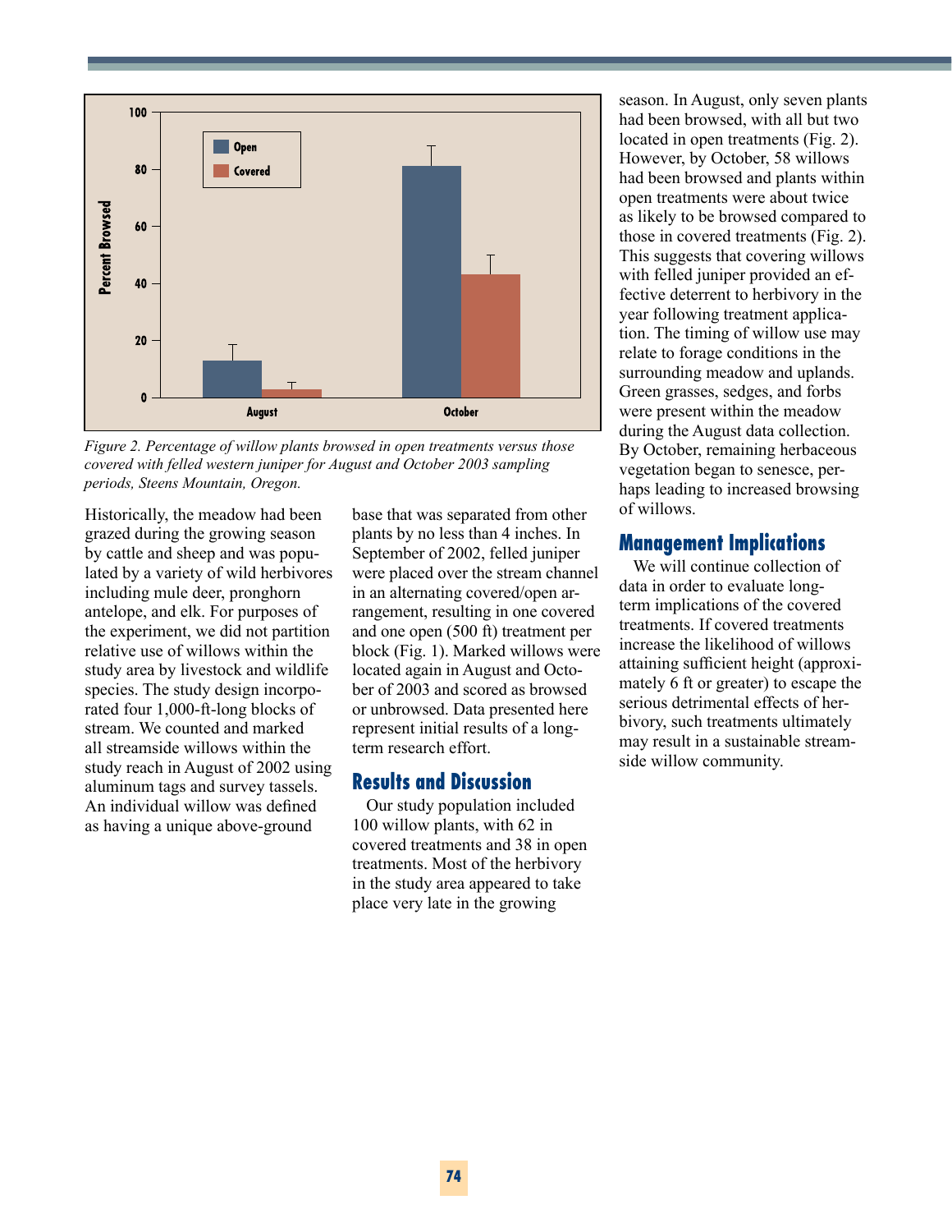100

80

60

40

20

0

Percent Browsed

Open

Covered

August

October

*Figure 2. Percentage of willow plants browsed in open treatments versus those covered with felled western juniper for August and October 2003 sampling periods, Steens Mountain, Oregon.*

Historically, the meadow had been grazed during the growing season by cattle and sheep and was populated by a variety of wild herbivores including mule deer, pronghorn antelope, and elk. For purposes of the experiment, we did not partition relative use of willows within the study area by livestock and wildlife species. The study design incorporated four 1,000-ft-long blocks of stream. We counted and marked all streamside willows within the study reach in August of 2002 using aluminum tags and survey tassels. An individual willow was defined as having a unique above-ground base that was separated from other plants by no less than 4 inches. In September of 2002, felled juniper were placed over the stream channel in an alternating covered/open arrangement, resulting in one covered and one open (500 ft) treatment per block (Fig. 1). Marked willows were located again in August and October of 2003 and scored as browsed or unbrowsed. Data presented here represent initial results of a long-term research effort.

## Results and Discussion

Our study population included 100 willow plants, with 62 in covered treatments and 38 in open treatments. Most of the herbivory in the study area appeared to take place very late in the growing season. In August, only seven plants had been browsed, with all but two located in open treatments (Fig. 2). However, by October, 58 willows had been browsed and plants within open treatments were about twice as likely to be browsed compared to those in covered treatments (Fig. 2). This suggests that covering willows with felled juniper provided an effective deterrent to herbivory in the year following treatment application. The timing of willow use may relate to forage conditions in the surrounding meadow and uplands. Green grasses, sedges, and forbs were present within the meadow during the August data collection. By October, remaining herbaceous vegetation began to senesce, perhaps leading to increased browsing of willows.

## Management Implications

We will continue collection of data in order to evaluate long-term implications of the covered treatments. If covered treatments increase the likelihood of willows attaining sufficient height (approximately 6 ft or greater) to escape the serious detrimental effects of herbivory, such treatments ultimately may result in a sustainable streamside willow community.